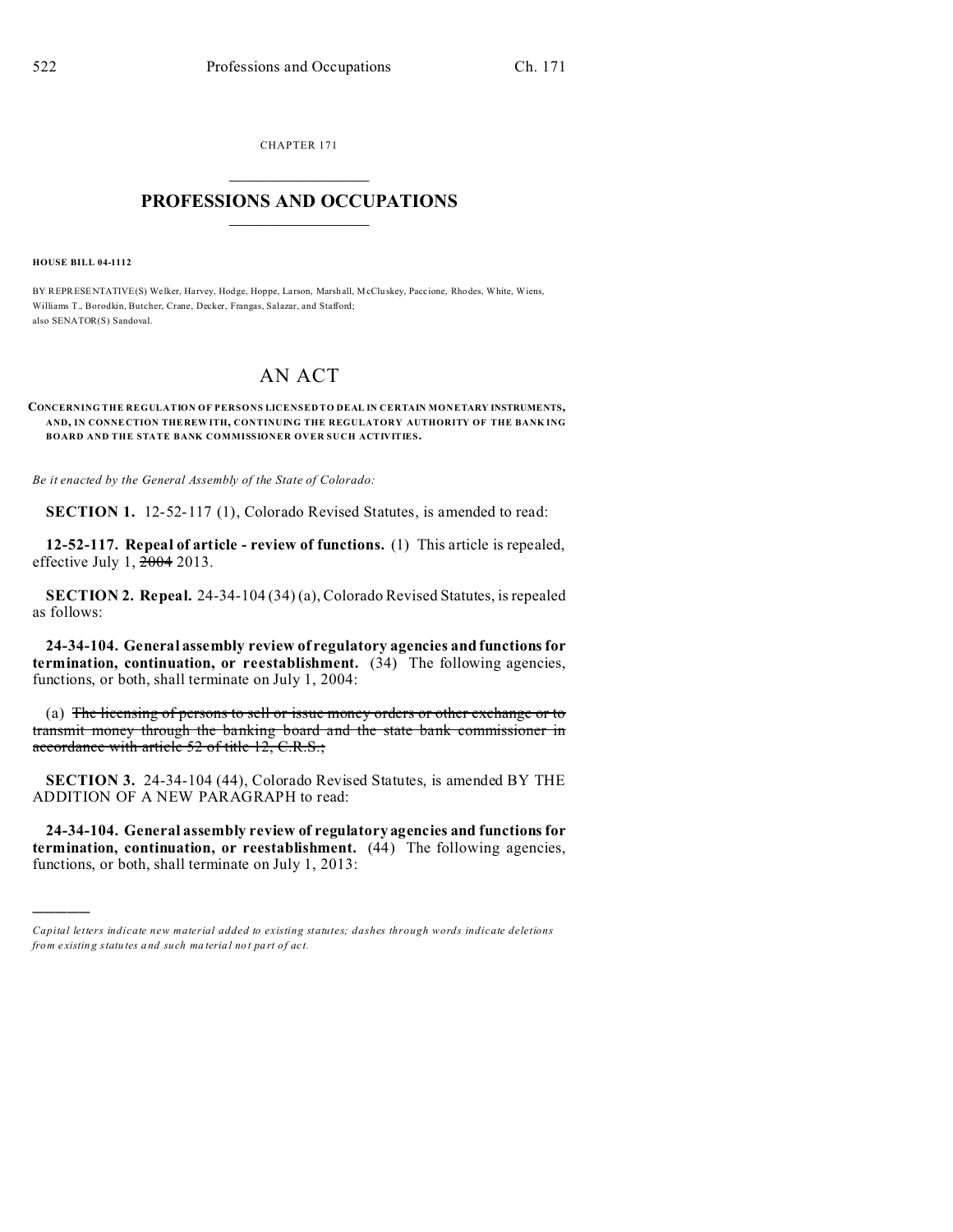CHAPTER 171

# PROFESSIONS AND OCCUPATIONS

**HOUSE BILL 04-1112**

BY REPRESENTATIVE(S) Welker, Harvey, Hodge, Hoppe, Larson, Marshall, McCluskey, Paccione, Rhodes, White, Wiens, Williams T., Borodkin, Butcher, Crane, Decker, Frangas, Salazar, and Stafford;
also SENATOR(S) Sandoval.

# AN ACT

**CONCERNING THE REGULATION OF PERSONS LICENSED TO DEAL IN CERTAIN MONETARY INSTRUMENTS, AND, IN CONNECTION THEREWITH, CONTINUING THE REGULATORY AUTHORITY OF THE BANKING BOARD AND THE STATE BANK COMMISSIONER OVER SUCH ACTIVITIES.**

*Be it enacted by the General Assembly of the State of Colorado:*

**SECTION 1.** 12-52-117 (1), Colorado Revised Statutes, is amended to read:

**12-52-117. Repeal of article - review of functions.** (1) This article is repealed, effective July 1, ~~2004~~ 2013.

**SECTION 2. Repeal.** 24-34-104 (34) (a), Colorado Revised Statutes, is repealed as follows:

**24-34-104. General assembly review of regulatory agencies and functions for termination, continuation, or reestablishment.** (34) The following agencies, functions, or both, shall terminate on July 1, 2004:

(a) ~~The licensing of persons to sell or issue money orders or other exchange or to transmit money through the banking board and the state bank commissioner in accordance with article 52 of title 12, C.R.S.;~~

**SECTION 3.** 24-34-104 (44), Colorado Revised Statutes, is amended BY THE ADDITION OF A NEW PARAGRAPH to read:

**24-34-104. General assembly review of regulatory agencies and functions for termination, continuation, or reestablishment.** (44) The following agencies, functions, or both, shall terminate on July 1, 2013:

---

*Capital letters indicate new material added to existing statutes; dashes through words indicate deletions from existing statutes and such material not part of act.*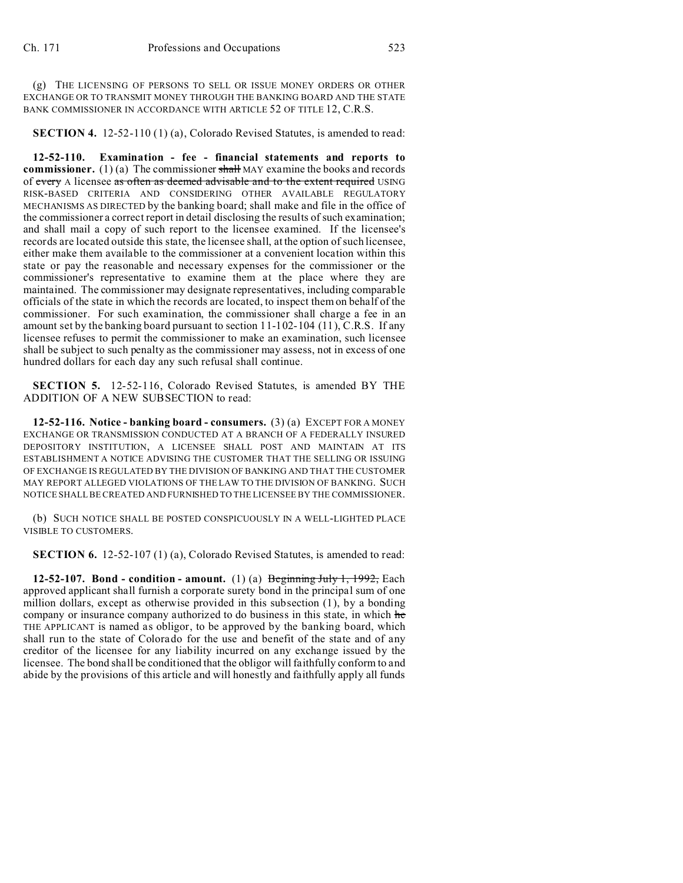(g) THE LICENSING OF PERSONS TO SELL OR ISSUE MONEY ORDERS OR OTHER EXCHANGE OR TO TRANSMIT MONEY THROUGH THE BANKING BOARD AND THE STATE BANK COMMISSIONER IN ACCORDANCE WITH ARTICLE 52 OF TITLE 12, C.R.S.

**SECTION 4.** 12-52-110 (1) (a), Colorado Revised Statutes, is amended to read:

**12-52-110. Examination - fee - financial statements and reports to commissioner.** (1) (a) The commissioner ~~shall~~ MAY examine the books and records of ~~every~~ A licensee ~~as often as deemed advisable and to the extent required~~ USING RISK-BASED CRITERIA AND CONSIDERING OTHER AVAILABLE REGULATORY MECHANISMS AS DIRECTED by the banking board; shall make and file in the office of the commissioner a correct report in detail disclosing the results of such examination; and shall mail a copy of such report to the licensee examined. If the licensee's records are located outside this state, the licensee shall, at the option of such licensee, either make them available to the commissioner at a convenient location within this state or pay the reasonable and necessary expenses for the commissioner or the commissioner's representative to examine them at the place where they are maintained. The commissioner may designate representatives, including comparable officials of the state in which the records are located, to inspect them on behalf of the commissioner. For such examination, the commissioner shall charge a fee in an amount set by the banking board pursuant to section 11-102-104 (11), C.R.S. If any licensee refuses to permit the commissioner to make an examination, such licensee shall be subject to such penalty as the commissioner may assess, not in excess of one hundred dollars for each day any such refusal shall continue.

**SECTION 5.** 12-52-116, Colorado Revised Statutes, is amended BY THE ADDITION OF A NEW SUBSECTION to read:

**12-52-116. Notice - banking board - consumers.** (3) (a) EXCEPT FOR A MONEY EXCHANGE OR TRANSMISSION CONDUCTED AT A BRANCH OF A FEDERALLY INSURED DEPOSITORY INSTITUTION, A LICENSEE SHALL POST AND MAINTAIN AT ITS ESTABLISHMENT A NOTICE ADVISING THE CUSTOMER THAT THE SELLING OR ISSUING OF EXCHANGE IS REGULATED BY THE DIVISION OF BANKING AND THAT THE CUSTOMER MAY REPORT ALLEGED VIOLATIONS OF THE LAW TO THE DIVISION OF BANKING. SUCH NOTICE SHALL BE CREATED AND FURNISHED TO THE LICENSEE BY THE COMMISSIONER.

(b) SUCH NOTICE SHALL BE POSTED CONSPICUOUSLY IN A WELL-LIGHTED PLACE VISIBLE TO CUSTOMERS.

**SECTION 6.** 12-52-107 (1) (a), Colorado Revised Statutes, is amended to read:

**12-52-107. Bond - condition - amount.** (1) (a) ~~Beginning July 1, 1992,~~ Each approved applicant shall furnish a corporate surety bond in the principal sum of one million dollars, except as otherwise provided in this subsection (1), by a bonding company or insurance company authorized to do business in this state, in which ~~he~~ THE APPLICANT is named as obligor, to be approved by the banking board, which shall run to the state of Colorado for the use and benefit of the state and of any creditor of the licensee for any liability incurred on any exchange issued by the licensee. The bond shall be conditioned that the obligor will faithfully conform to and abide by the provisions of this article and will honestly and faithfully apply all funds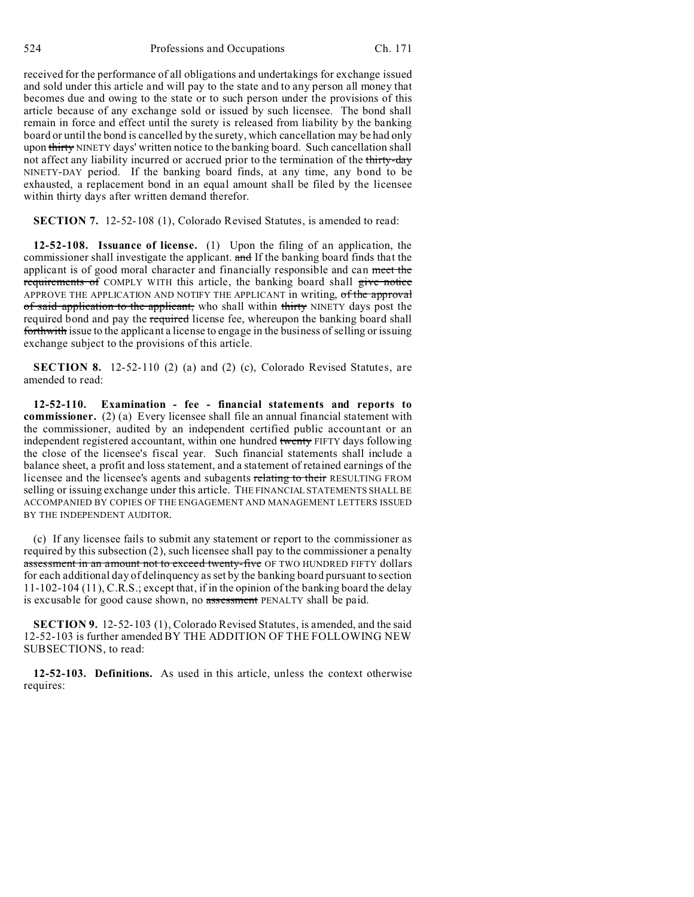received for the performance of all obligations and undertakings for exchange issued and sold under this article and will pay to the state and to any person all money that becomes due and owing to the state or to such person under the provisions of this article because of any exchange sold or issued by such licensee. The bond shall remain in force and effect until the surety is released from liability by the banking board or until the bond is cancelled by the surety, which cancellation may be had only upon ~~thirty~~ NINETY days' written notice to the banking board. Such cancellation shall not affect any liability incurred or accrued prior to the termination of the ~~thirty-day~~ NINETY-DAY period. If the banking board finds, at any time, any bond to be exhausted, a replacement bond in an equal amount shall be filed by the licensee within thirty days after written demand therefor.

**SECTION 7.** 12-52-108 (1), Colorado Revised Statutes, is amended to read:

**12-52-108. Issuance of license.** (1) Upon the filing of an application, the commissioner shall investigate the applicant. ~~and~~ If the banking board finds that the applicant is of good moral character and financially responsible and can ~~meet the requirements of~~ COMPLY WITH this article, the banking board shall ~~give notice~~ APPROVE THE APPLICATION AND NOTIFY THE APPLICANT in writing, ~~of the approval of said application to the applicant,~~ who shall within ~~thirty~~ NINETY days post the required bond and pay the ~~required~~ license fee, whereupon the banking board shall ~~forthwith~~ issue to the applicant a license to engage in the business of selling or issuing exchange subject to the provisions of this article.

**SECTION 8.** 12-52-110 (2) (a) and (2) (c), Colorado Revised Statutes, are amended to read:

**12-52-110. Examination - fee - financial statements and reports to commissioner.** (2) (a) Every licensee shall file an annual financial statement with the commissioner, audited by an independent certified public accountant or an independent registered accountant, within one hundred ~~twenty~~ FIFTY days following the close of the licensee's fiscal year. Such financial statements shall include a balance sheet, a profit and loss statement, and a statement of retained earnings of the licensee and the licensee's agents and subagents ~~relating to their~~ RESULTING FROM selling or issuing exchange under this article. THE FINANCIAL STATEMENTS SHALL BE ACCOMPANIED BY COPIES OF THE ENGAGEMENT AND MANAGEMENT LETTERS ISSUED BY THE INDEPENDENT AUDITOR.

(c) If any licensee fails to submit any statement or report to the commissioner as required by this subsection (2), such licensee shall pay to the commissioner a penalty ~~assessment in an amount not to exceed twenty-five~~ OF TWO HUNDRED FIFTY dollars for each additional day of delinquency as set by the banking board pursuant to section 11-102-104 (11), C.R.S.; except that, if in the opinion of the banking board the delay is excusable for good cause shown, no ~~assessment~~ PENALTY shall be paid.

**SECTION 9.** 12-52-103 (1), Colorado Revised Statutes, is amended, and the said 12-52-103 is further amended BY THE ADDITION OF THE FOLLOWING NEW SUBSECTIONS, to read:

**12-52-103. Definitions.** As used in this article, unless the context otherwise requires: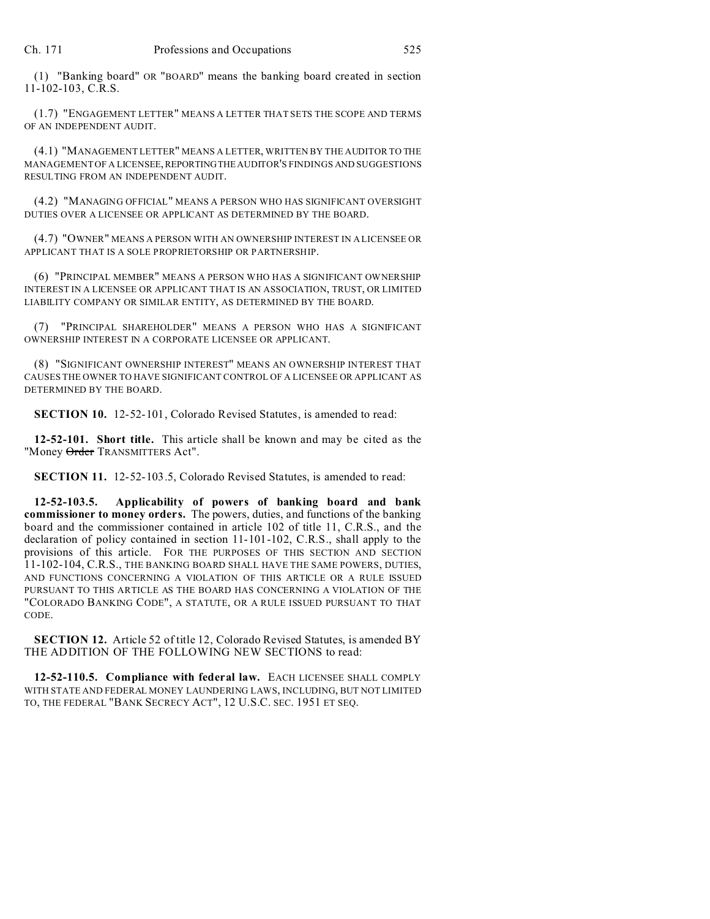(1) "Banking board" OR "BOARD" means the banking board created in section 11-102-103, C.R.S.

(1.7) "ENGAGEMENT LETTER" MEANS A LETTER THAT SETS THE SCOPE AND TERMS OF AN INDEPENDENT AUDIT.

(4.1) "MANAGEMENT LETTER" MEANS A LETTER, WRITTEN BY THE AUDITOR TO THE MANAGEMENT OF A LICENSEE, REPORTING THE AUDITOR'S FINDINGS AND SUGGESTIONS RESULTING FROM AN INDEPENDENT AUDIT.

(4.2) "MANAGING OFFICIAL" MEANS A PERSON WHO HAS SIGNIFICANT OVERSIGHT DUTIES OVER A LICENSEE OR APPLICANT AS DETERMINED BY THE BOARD.

(4.7) "OWNER" MEANS A PERSON WITH AN OWNERSHIP INTEREST IN A LICENSEE OR APPLICANT THAT IS A SOLE PROPRIETORSHIP OR PARTNERSHIP.

(6) "PRINCIPAL MEMBER" MEANS A PERSON WHO HAS A SIGNIFICANT OWNERSHIP INTEREST IN A LICENSEE OR APPLICANT THAT IS AN ASSOCIATION, TRUST, OR LIMITED LIABILITY COMPANY OR SIMILAR ENTITY, AS DETERMINED BY THE BOARD.

(7) "PRINCIPAL SHAREHOLDER" MEANS A PERSON WHO HAS A SIGNIFICANT OWNERSHIP INTEREST IN A CORPORATE LICENSEE OR APPLICANT.

(8) "SIGNIFICANT OWNERSHIP INTEREST" MEANS AN OWNERSHIP INTEREST THAT CAUSES THE OWNER TO HAVE SIGNIFICANT CONTROL OF A LICENSEE OR APPLICANT AS DETERMINED BY THE BOARD.

**SECTION 10.** 12-52-101, Colorado Revised Statutes, is amended to read:

**12-52-101. Short title.** This article shall be known and may be cited as the "Money ~~Order~~ TRANSMITTERS Act".

**SECTION 11.** 12-52-103.5, Colorado Revised Statutes, is amended to read:

**12-52-103.5. Applicability of powers of banking board and bank commissioner to money orders.** The powers, duties, and functions of the banking board and the commissioner contained in article 102 of title 11, C.R.S., and the declaration of policy contained in section 11-101-102, C.R.S., shall apply to the provisions of this article. FOR THE PURPOSES OF THIS SECTION AND SECTION 11-102-104, C.R.S., THE BANKING BOARD SHALL HAVE THE SAME POWERS, DUTIES, AND FUNCTIONS CONCERNING A VIOLATION OF THIS ARTICLE OR A RULE ISSUED PURSUANT TO THIS ARTICLE AS THE BOARD HAS CONCERNING A VIOLATION OF THE "COLORADO BANKING CODE", A STATUTE, OR A RULE ISSUED PURSUANT TO THAT CODE.

**SECTION 12.** Article 52 of title 12, Colorado Revised Statutes, is amended BY THE ADDITION OF THE FOLLOWING NEW SECTIONS to read:

**12-52-110.5. Compliance with federal law.** EACH LICENSEE SHALL COMPLY WITH STATE AND FEDERAL MONEY LAUNDERING LAWS, INCLUDING, BUT NOT LIMITED TO, THE FEDERAL "BANK SECRECY ACT", 12 U.S.C. SEC. 1951 ET SEQ.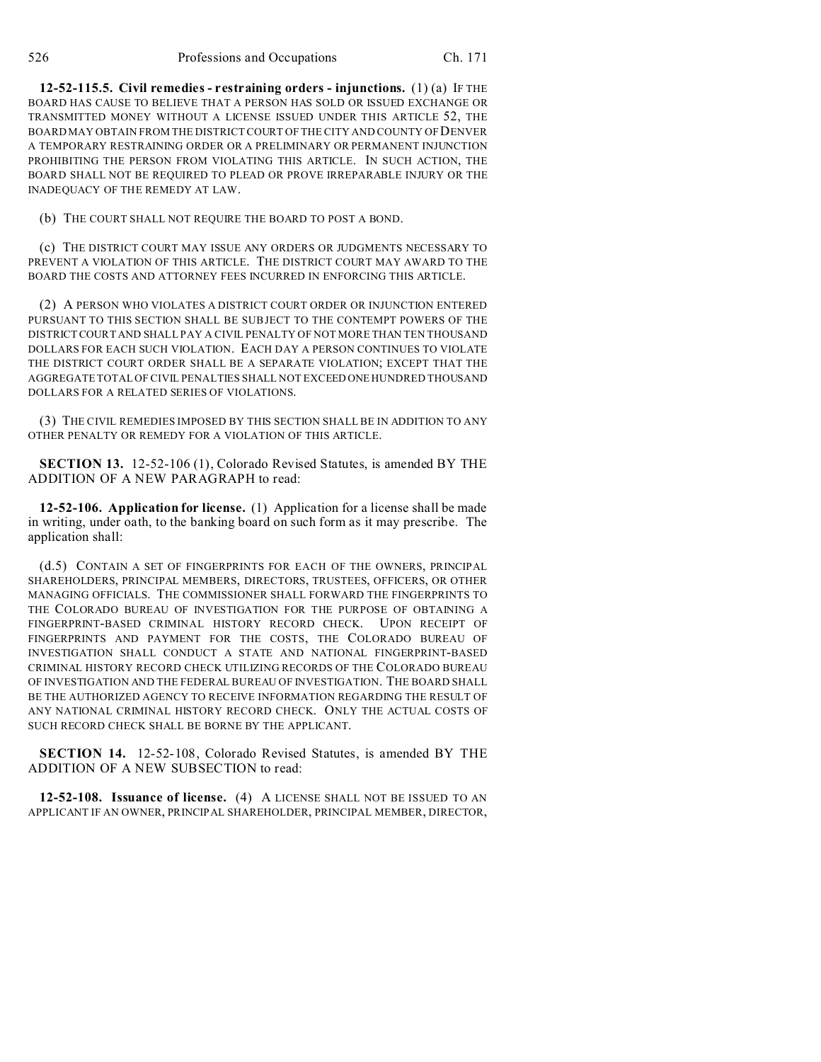**12-52-115.5. Civil remedies - restraining orders - injunctions.** (1) (a) IF THE BOARD HAS CAUSE TO BELIEVE THAT A PERSON HAS SOLD OR ISSUED EXCHANGE OR TRANSMITTED MONEY WITHOUT A LICENSE ISSUED UNDER THIS ARTICLE 52, THE BOARD MAY OBTAIN FROM THE DISTRICT COURT OF THE CITY AND COUNTY OF DENVER A TEMPORARY RESTRAINING ORDER OR A PRELIMINARY OR PERMANENT INJUNCTION PROHIBITING THE PERSON FROM VIOLATING THIS ARTICLE. IN SUCH ACTION, THE BOARD SHALL NOT BE REQUIRED TO PLEAD OR PROVE IRREPARABLE INJURY OR THE INADEQUACY OF THE REMEDY AT LAW.

(b) THE COURT SHALL NOT REQUIRE THE BOARD TO POST A BOND.

(c) THE DISTRICT COURT MAY ISSUE ANY ORDERS OR JUDGMENTS NECESSARY TO PREVENT A VIOLATION OF THIS ARTICLE. THE DISTRICT COURT MAY AWARD TO THE BOARD THE COSTS AND ATTORNEY FEES INCURRED IN ENFORCING THIS ARTICLE.

(2) A PERSON WHO VIOLATES A DISTRICT COURT ORDER OR INJUNCTION ENTERED PURSUANT TO THIS SECTION SHALL BE SUBJECT TO THE CONTEMPT POWERS OF THE DISTRICT COURT AND SHALL PAY A CIVIL PENALTY OF NOT MORE THAN TEN THOUSAND DOLLARS FOR EACH SUCH VIOLATION. EACH DAY A PERSON CONTINUES TO VIOLATE THE DISTRICT COURT ORDER SHALL BE A SEPARATE VIOLATION; EXCEPT THAT THE AGGREGATE TOTAL OF CIVIL PENALTIES SHALL NOT EXCEED ONE HUNDRED THOUSAND DOLLARS FOR A RELATED SERIES OF VIOLATIONS.

(3) THE CIVIL REMEDIES IMPOSED BY THIS SECTION SHALL BE IN ADDITION TO ANY OTHER PENALTY OR REMEDY FOR A VIOLATION OF THIS ARTICLE.

**SECTION 13.** 12-52-106 (1), Colorado Revised Statutes, is amended BY THE ADDITION OF A NEW PARAGRAPH to read:

**12-52-106. Application for license.** (1) Application for a license shall be made in writing, under oath, to the banking board on such form as it may prescribe. The application shall:

(d.5) CONTAIN A SET OF FINGERPRINTS FOR EACH OF THE OWNERS, PRINCIPAL SHAREHOLDERS, PRINCIPAL MEMBERS, DIRECTORS, TRUSTEES, OFFICERS, OR OTHER MANAGING OFFICIALS. THE COMMISSIONER SHALL FORWARD THE FINGERPRINTS TO THE COLORADO BUREAU OF INVESTIGATION FOR THE PURPOSE OF OBTAINING A FINGERPRINT-BASED CRIMINAL HISTORY RECORD CHECK. UPON RECEIPT OF FINGERPRINTS AND PAYMENT FOR THE COSTS, THE COLORADO BUREAU OF INVESTIGATION SHALL CONDUCT A STATE AND NATIONAL FINGERPRINT-BASED CRIMINAL HISTORY RECORD CHECK UTILIZING RECORDS OF THE COLORADO BUREAU OF INVESTIGATION AND THE FEDERAL BUREAU OF INVESTIGATION. THE BOARD SHALL BE THE AUTHORIZED AGENCY TO RECEIVE INFORMATION REGARDING THE RESULT OF ANY NATIONAL CRIMINAL HISTORY RECORD CHECK. ONLY THE ACTUAL COSTS OF SUCH RECORD CHECK SHALL BE BORNE BY THE APPLICANT.

**SECTION 14.** 12-52-108, Colorado Revised Statutes, is amended BY THE ADDITION OF A NEW SUBSECTION to read:

**12-52-108. Issuance of license.** (4) A LICENSE SHALL NOT BE ISSUED TO AN APPLICANT IF AN OWNER, PRINCIPAL SHAREHOLDER, PRINCIPAL MEMBER, DIRECTOR,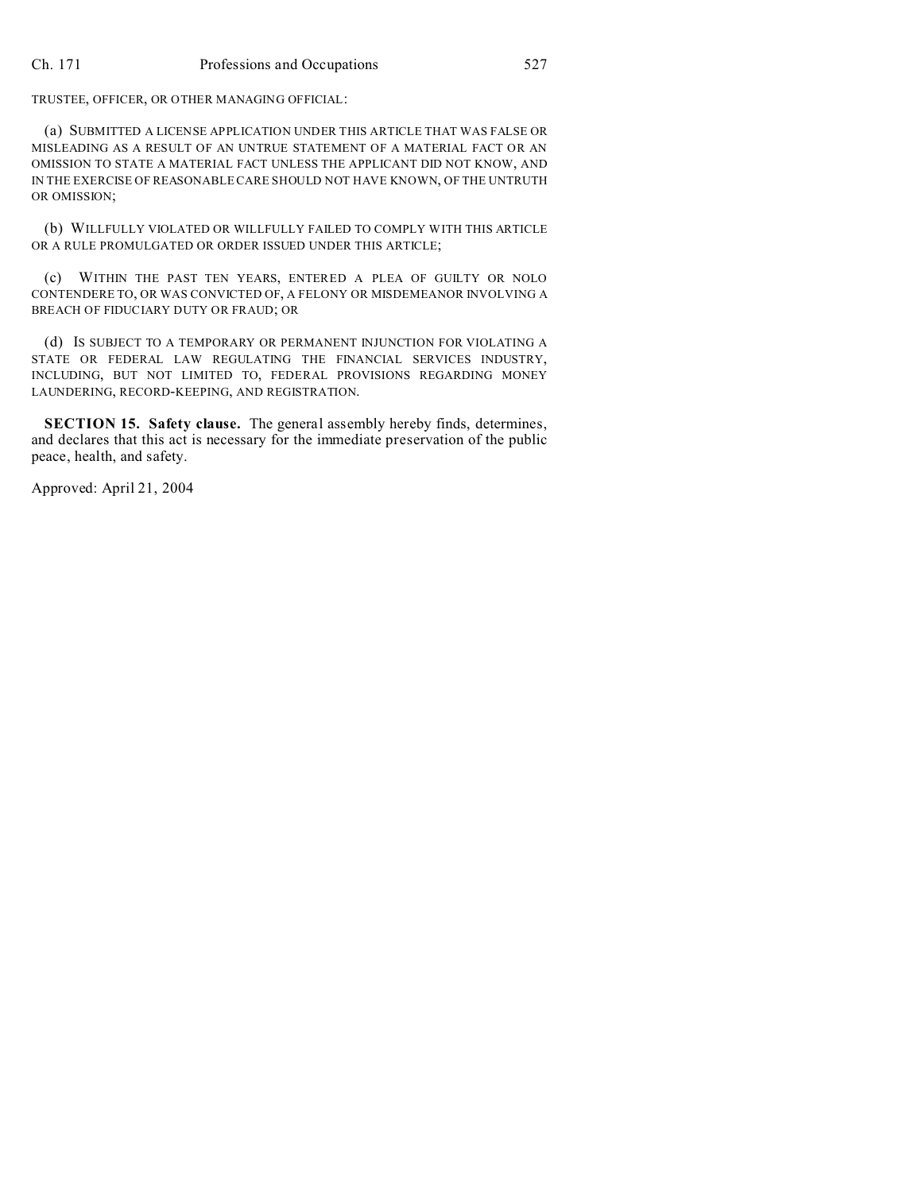TRUSTEE, OFFICER, OR OTHER MANAGING OFFICIAL:

(a) SUBMITTED A LICENSE APPLICATION UNDER THIS ARTICLE THAT WAS FALSE OR MISLEADING AS A RESULT OF AN UNTRUE STATEMENT OF A MATERIAL FACT OR AN OMISSION TO STATE A MATERIAL FACT UNLESS THE APPLICANT DID NOT KNOW, AND IN THE EXERCISE OF REASONABLE CARE SHOULD NOT HAVE KNOWN, OF THE UNTRUTH OR OMISSION;

(b) WILLFULLY VIOLATED OR WILLFULLY FAILED TO COMPLY WITH THIS ARTICLE OR A RULE PROMULGATED OR ORDER ISSUED UNDER THIS ARTICLE;

(c) WITHIN THE PAST TEN YEARS, ENTERED A PLEA OF GUILTY OR NOLO CONTENDERE TO, OR WAS CONVICTED OF, A FELONY OR MISDEMEANOR INVOLVING A BREACH OF FIDUCIARY DUTY OR FRAUD; OR

(d) IS SUBJECT TO A TEMPORARY OR PERMANENT INJUNCTION FOR VIOLATING A STATE OR FEDERAL LAW REGULATING THE FINANCIAL SERVICES INDUSTRY, INCLUDING, BUT NOT LIMITED TO, FEDERAL PROVISIONS REGARDING MONEY LAUNDERING, RECORD-KEEPING, AND REGISTRATION.

**SECTION 15. Safety clause.** The general assembly hereby finds, determines, and declares that this act is necessary for the immediate preservation of the public peace, health, and safety.

Approved: April 21, 2004